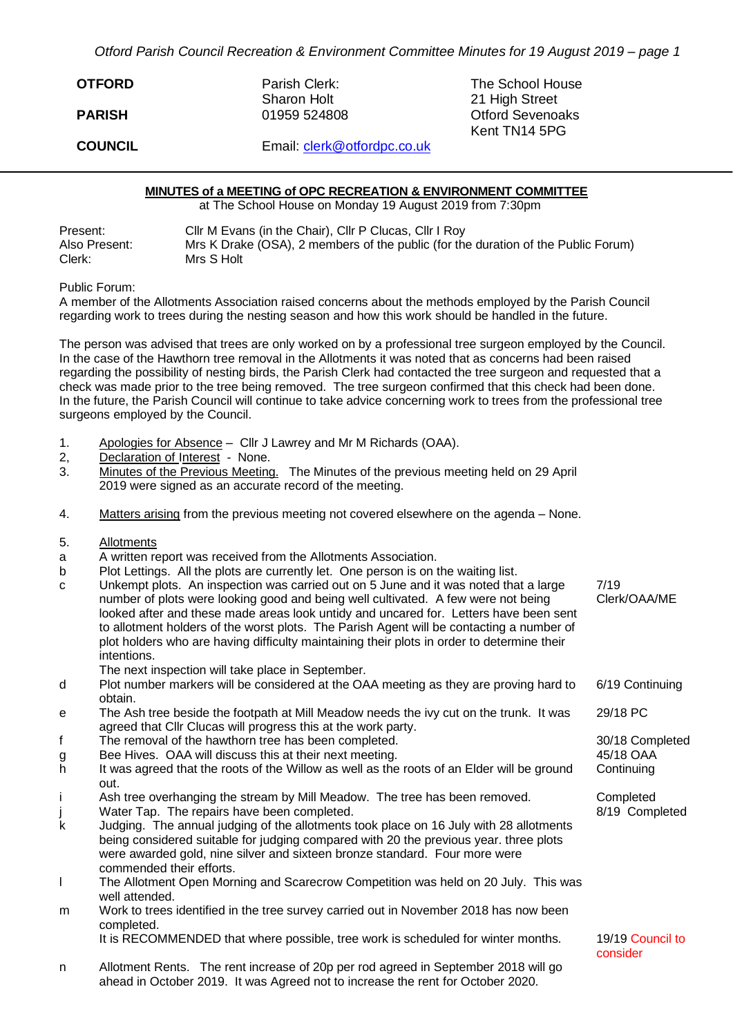| OTFORD | Parish Clerk: | The School House |
|---|---|---|
| PARISH | Sharon Holt | 21 High Street |
| COUNCIL | 01959 524808 | Otford Sevenoaks Kent TN14 5PG |
| | Email: clerk@otfordpc.co.uk | |

## MINUTES of a MEETING of OPC RECREATION & ENVIRONMENT COMMITTEE

at The School House on Monday 19 August 2019 from 7:30pm

Present: Cllr M Evans (in the Chair), Cllr P Clucas, Cllr I Roy
Also Present: Mrs K Drake (OSA), 2 members of the public (for the duration of the Public Forum)
Clerk: Mrs S Holt

Public Forum:
A member of the Allotments Association raised concerns about the methods employed by the Parish Council regarding work to trees during the nesting season and how this work should be handled in the future.

The person was advised that trees are only worked on by a professional tree surgeon employed by the Council. In the case of the Hawthorn tree removal in the Allotments it was noted that as concerns had been raised regarding the possibility of nesting birds, the Parish Clerk had contacted the tree surgeon and requested that a check was made prior to the tree being removed. The tree surgeon confirmed that this check had been done. In the future, the Parish Council will continue to take advice concerning work to trees from the professional tree surgeons employed by the Council.

1. Apologies for Absence – Cllr J Lawrey and Mr M Richards (OAA).
2, Declaration of Interest - None.
3. Minutes of the Previous Meeting. The Minutes of the previous meeting held on 29 April 2019 were signed as an accurate record of the meeting.

4. Matters arising from the previous meeting not covered elsewhere on the agenda – None.

5. Allotments

| | | |
|---|---|---|
| a | A written report was received from the Allotments Association. | |
| b | Plot Lettings. All the plots are currently let. One person is on the waiting list. | |
| c | Unkempt plots. An inspection was carried out on 5 June and it was noted that a large number of plots were looking good and being well cultivated. A few were not being looked after and these made areas look untidy and uncared for. Letters have been sent to allotment holders of the worst plots. The Parish Agent will be contacting a number of plot holders who are having difficulty maintaining their plots in order to determine their intentions. The next inspection will take place in September. | 7/19 Clerk/OAA/ME |
| d | Plot number markers will be considered at the OAA meeting as they are proving hard to obtain. | 6/19 Continuing |
| e | The Ash tree beside the footpath at Mill Meadow needs the ivy cut on the trunk. It was agreed that Cllr Clucas will progress this at the work party. | 29/18 PC |
| f | The removal of the hawthorn tree has been completed. | 30/18 Completed |
| g | Bee Hives. OAA will discuss this at their next meeting. | 45/18 OAA |
| h | It was agreed that the roots of the Willow as well as the roots of an Elder will be ground out. | Continuing |
| i | Ash tree overhanging the stream by Mill Meadow. The tree has been removed. | Completed |
| j | Water Tap. The repairs have been completed. | 8/19 Completed |
| k | Judging. The annual judging of the allotments took place on 16 July with 28 allotments being considered suitable for judging compared with 20 the previous year. three plots were awarded gold, nine silver and sixteen bronze standard. Four more were commended their efforts. | |
| l | The Allotment Open Morning and Scarecrow Competition was held on 20 July. This was well attended. | |
| m | Work to trees identified in the tree survey carried out in November 2018 has now been completed. It is RECOMMENDED that where possible, tree work is scheduled for winter months. | 19/19 Council to consider |
| n | Allotment Rents. The rent increase of 20p per rod agreed in September 2018 will go ahead in October 2019. It was Agreed not to increase the rent for October 2020. | |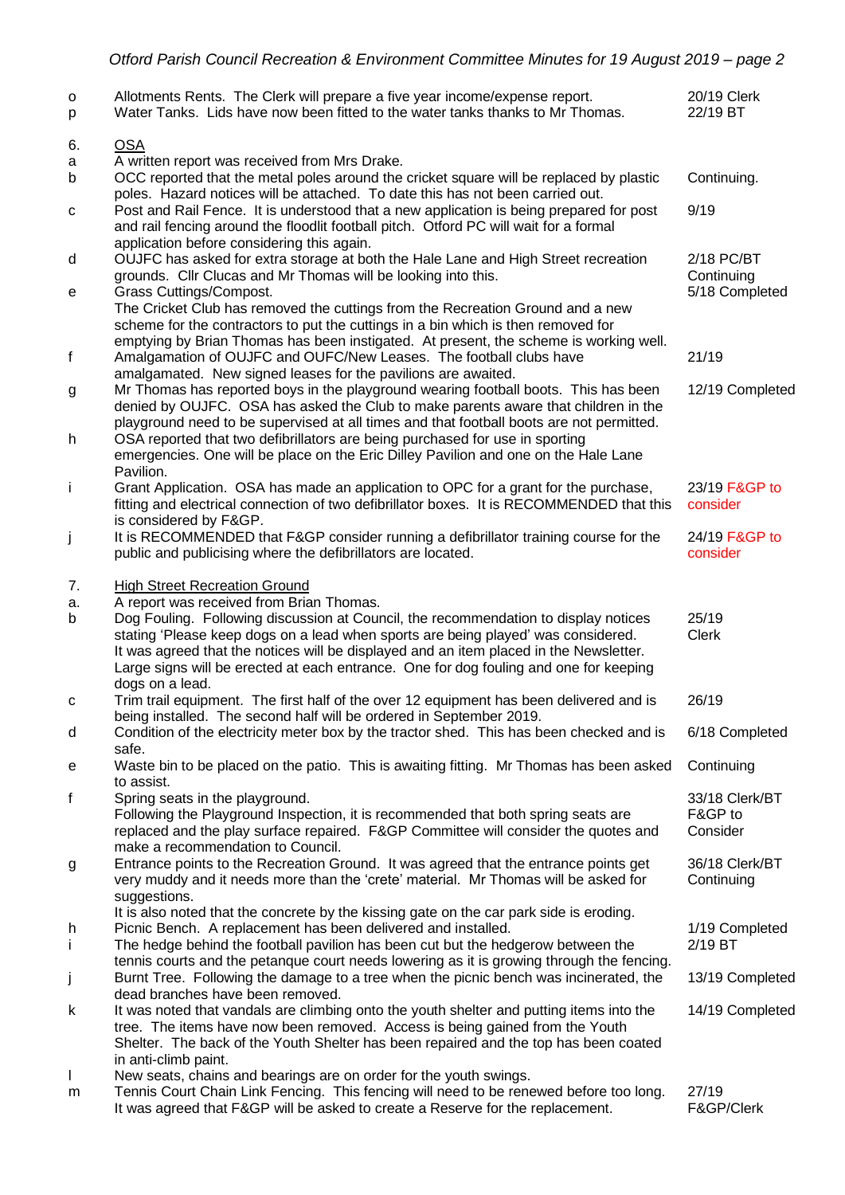| | | |
|---|---|---|
| o | Allotments Rents. The Clerk will prepare a five year income/expense report. | 20/19 Clerk |
| p | Water Tanks. Lids have now been fitted to the water tanks thanks to Mr Thomas. | 22/19 BT |
| 6. | <u>OSA</u> | |
| a | A written report was received from Mrs Drake. | |
| b | OCC reported that the metal poles around the cricket square will be replaced by plastic poles. Hazard notices will be attached. To date this has not been carried out. | Continuing. |
| c | Post and Rail Fence. It is understood that a new application is being prepared for post and rail fencing around the floodlit football pitch. Otford PC will wait for a formal application before considering this again. | 9/19 |
| d | OUJFC has asked for extra storage at both the Hale Lane and High Street recreation grounds. Cllr Clucas and Mr Thomas will be looking into this. | 2/18 PC/BT Continuing |
| e | Grass Cuttings/Compost. The Cricket Club has removed the cuttings from the Recreation Ground and a new scheme for the contractors to put the cuttings in a bin which is then removed for emptying by Brian Thomas has been instigated. At present, the scheme is working well. | 5/18 Completed |
| f | Amalgamation of OUJFC and OUFC/New Leases. The football clubs have amalgamated. New signed leases for the pavilions are awaited. | 21/19 |
| g | Mr Thomas has reported boys in the playground wearing football boots. This has been denied by OUJFC. OSA has asked the Club to make parents aware that children in the playground need to be supervised at all times and that football boots are not permitted. | 12/19 Completed |
| h | OSA reported that two defibrillators are being purchased for use in sporting emergencies. One will be place on the Eric Dilley Pavilion and one on the Hale Lane Pavilion. | |
| i | Grant Application. OSA has made an application to OPC for a grant for the purchase, fitting and electrical connection of two defibrillator boxes. It is RECOMMENDED that this is considered by F&GP. | 23/19 F&GP to consider |
| j | It is RECOMMENDED that F&GP consider running a defibrillator training course for the public and publicising where the defibrillators are located. | 24/19 F&GP to consider |
| 7. | <u>High Street Recreation Ground</u> | |
| a. | A report was received from Brian Thomas. | |
| b | Dog Fouling. Following discussion at Council, the recommendation to display notices stating 'Please keep dogs on a lead when sports are being played' was considered. It was agreed that the notices will be displayed and an item placed in the Newsletter. Large signs will be erected at each entrance. One for dog fouling and one for keeping dogs on a lead. | 25/19 Clerk |
| c | Trim trail equipment. The first half of the over 12 equipment has been delivered and is being installed. The second half will be ordered in September 2019. | 26/19 |
| d | Condition of the electricity meter box by the tractor shed. This has been checked and is safe. | 6/18 Completed |
| e | Waste bin to be placed on the patio. This is awaiting fitting. Mr Thomas has been asked to assist. | Continuing |
| f | Spring seats in the playground. Following the Playground Inspection, it is recommended that both spring seats are replaced and the play surface repaired. F&GP Committee will consider the quotes and make a recommendation to Council. | 33/18 Clerk/BT F&GP to Consider |
| g | Entrance points to the Recreation Ground. It was agreed that the entrance points get very muddy and it needs more than the 'crete' material. Mr Thomas will be asked for suggestions. It is also noted that the concrete by the kissing gate on the car park side is eroding. | 36/18 Clerk/BT Continuing |
| h | Picnic Bench. A replacement has been delivered and installed. | 1/19 Completed |
| i | The hedge behind the football pavilion has been cut but the hedgerow between the tennis courts and the petanque court needs lowering as it is growing through the fencing. | 2/19 BT |
| j | Burnt Tree. Following the damage to a tree when the picnic bench was incinerated, the dead branches have been removed. | 13/19 Completed |
| k | It was noted that vandals are climbing onto the youth shelter and putting items into the tree. The items have now been removed. Access is being gained from the Youth Shelter. The back of the Youth Shelter has been repaired and the top has been coated in anti-climb paint. | 14/19 Completed |
| l | New seats, chains and bearings are on order for the youth swings. | |
| m | Tennis Court Chain Link Fencing. This fencing will need to be renewed before too long. It was agreed that F&GP will be asked to create a Reserve for the replacement. | 27/19 F&GP/Clerk |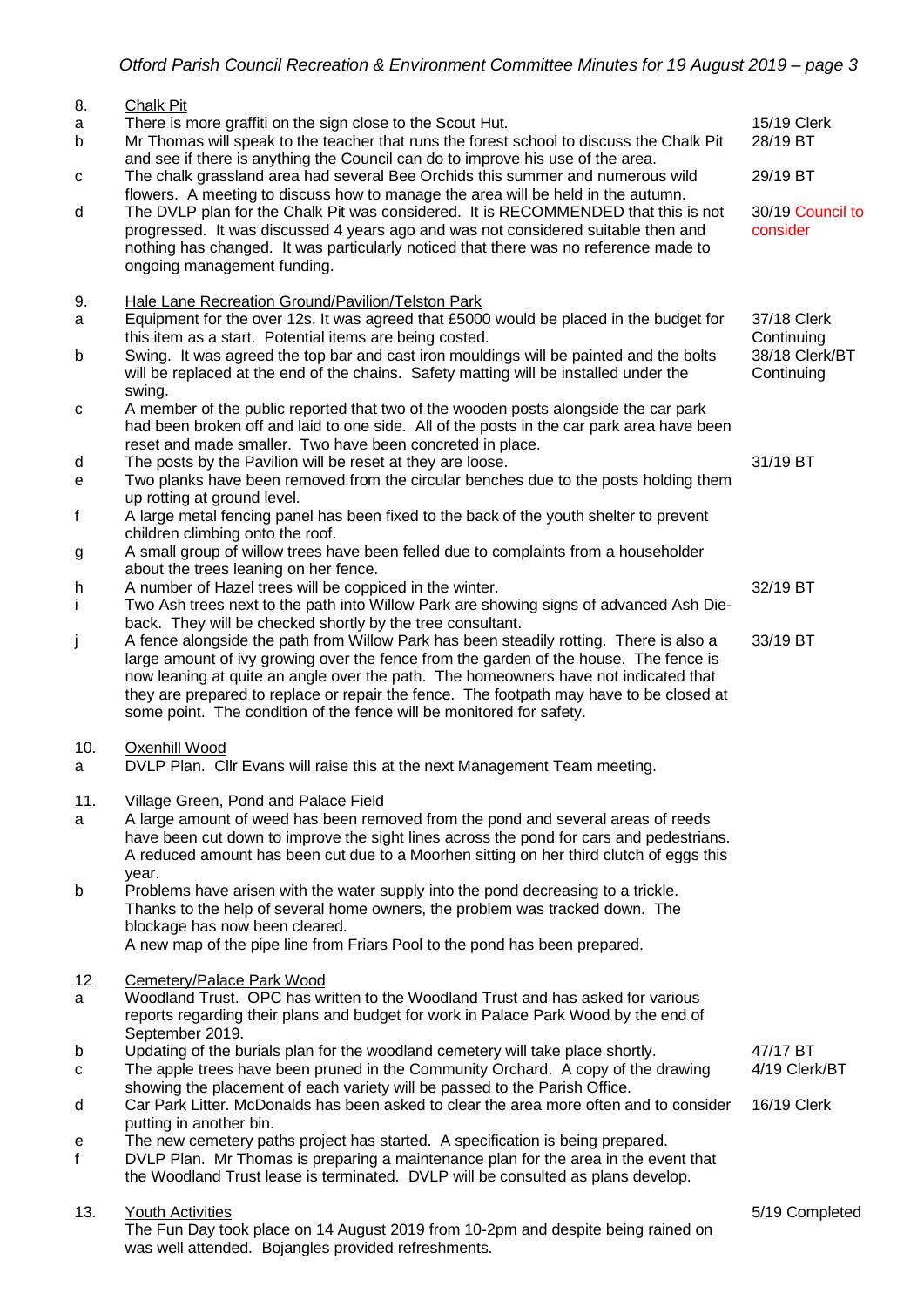| | | |
|---|---|---|
| 8. | Chalk Pit | |
| a | There is more graffiti on the sign close to the Scout Hut. | 15/19 Clerk |
| b | Mr Thomas will speak to the teacher that runs the forest school to discuss the Chalk Pit and see if there is anything the Council can do to improve his use of the area. | 28/19 BT |
| c | The chalk grassland area had several Bee Orchids this summer and numerous wild flowers. A meeting to discuss how to manage the area will be held in the autumn. | 29/19 BT |
| d | The DVLP plan for the Chalk Pit was considered. It is RECOMMENDED that this is not progressed. It was discussed 4 years ago and was not considered suitable then and nothing has changed. It was particularly noticed that there was no reference made to ongoing management funding. | 30/19 Council to consider |
| 9. | Hale Lane Recreation Ground/Pavilion/Telston Park | |
| a | Equipment for the over 12s. It was agreed that £5000 would be placed in the budget for this item as a start. Potential items are being costed. | 37/18 Clerk Continuing |
| b | Swing. It was agreed the top bar and cast iron mouldings will be painted and the bolts will be replaced at the end of the chains. Safety matting will be installed under the swing. | 38/18 Clerk/BT Continuing |
| c | A member of the public reported that two of the wooden posts alongside the car park had been broken off and laid to one side. All of the posts in the car park area have been reset and made smaller. Two have been concreted in place. | |
| d | The posts by the Pavilion will be reset at they are loose. | 31/19 BT |
| e | Two planks have been removed from the circular benches due to the posts holding them up rotting at ground level. | |
| f | A large metal fencing panel has been fixed to the back of the youth shelter to prevent children climbing onto the roof. | |
| g | A small group of willow trees have been felled due to complaints from a householder about the trees leaning on her fence. | |
| h | A number of Hazel trees will be coppiced in the winter. | 32/19 BT |
| i | Two Ash trees next to the path into Willow Park are showing signs of advanced Ash Die-back. They will be checked shortly by the tree consultant. | |
| j | A fence alongside the path from Willow Park has been steadily rotting. There is also a large amount of ivy growing over the fence from the garden of the house. The fence is now leaning at quite an angle over the path. The homeowners have not indicated that they are prepared to replace or repair the fence. The footpath may have to be closed at some point. The condition of the fence will be monitored for safety. | 33/19 BT |
| 10. | Oxenhill Wood | |
| a | DVLP Plan. Cllr Evans will raise this at the next Management Team meeting. | |
| 11. | Village Green, Pond and Palace Field | |
| a | A large amount of weed has been removed from the pond and several areas of reeds have been cut down to improve the sight lines across the pond for cars and pedestrians. A reduced amount has been cut due to a Moorhen sitting on her third clutch of eggs this year. | |
| b | Problems have arisen with the water supply into the pond decreasing to a trickle. Thanks to the help of several home owners, the problem was tracked down. The blockage has now been cleared.<br>A new map of the pipe line from Friars Pool to the pond has been prepared. | |
| 12 | Cemetery/Palace Park Wood | |
| a | Woodland Trust. OPC has written to the Woodland Trust and has asked for various reports regarding their plans and budget for work in Palace Park Wood by the end of September 2019. | |
| b | Updating of the burials plan for the woodland cemetery will take place shortly. | 47/17 BT |
| c | The apple trees have been pruned in the Community Orchard. A copy of the drawing showing the placement of each variety will be passed to the Parish Office. | 4/19 Clerk/BT |
| d | Car Park Litter. McDonalds has been asked to clear the area more often and to consider putting in another bin. | 16/19 Clerk |
| e | The new cemetery paths project has started. A specification is being prepared. | |
| f | DVLP Plan. Mr Thomas is preparing a maintenance plan for the area in the event that the Woodland Trust lease is terminated. DVLP will be consulted as plans develop. | |
| 13. | Youth Activities<br>The Fun Day took place on 14 August 2019 from 10-2pm and despite being rained on was well attended. Bojangles provided refreshments. | 5/19 Completed |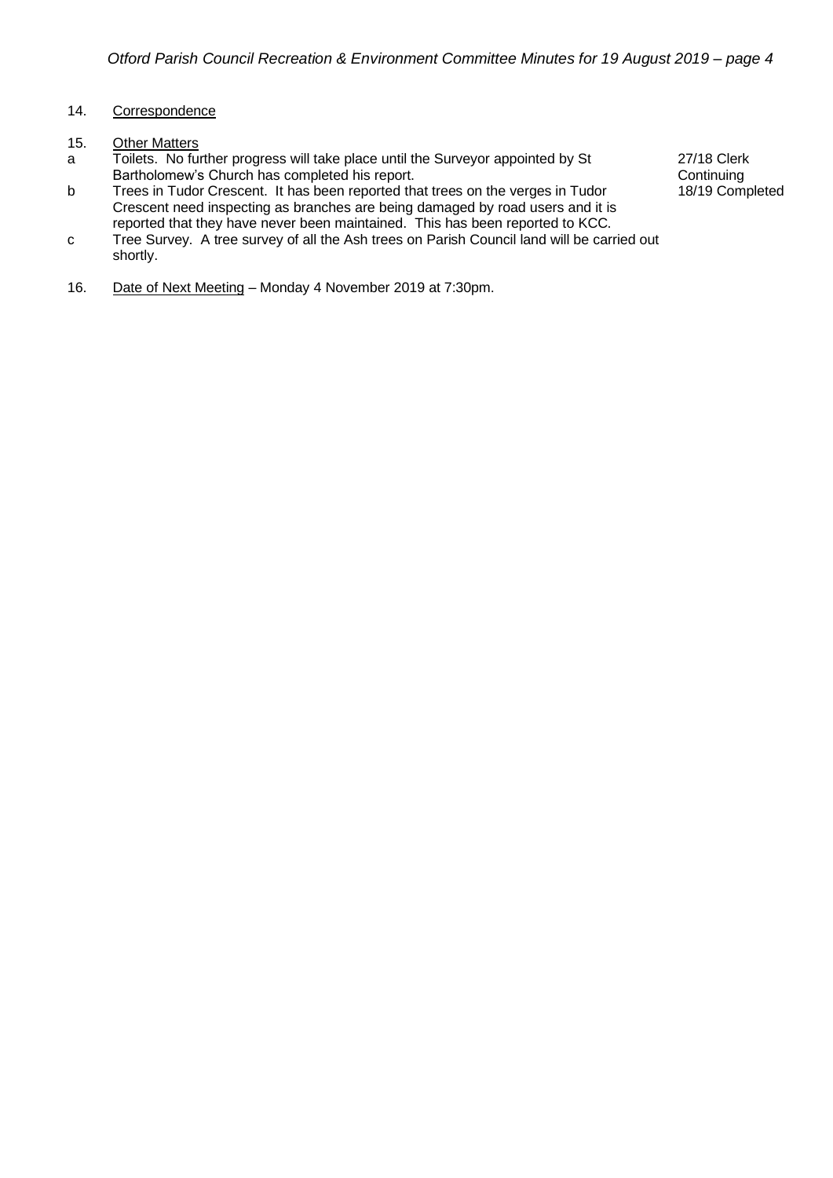14. <u>Correspondence</u>

15. <u>Other Matters</u>

| | | |
|---|---|---|
| a | Toilets. No further progress will take place until the Surveyor appointed by St Bartholomew's Church has completed his report. | 27/18 Clerk Continuing |
| b | Trees in Tudor Crescent. It has been reported that trees on the verges in Tudor Crescent need inspecting as branches are being damaged by road users and it is reported that they have never been maintained. This has been reported to KCC. | 18/19 Completed |
| c | Tree Survey. A tree survey of all the Ash trees on Parish Council land will be carried out shortly. | |

16. <u>Date of Next Meeting</u> – Monday 4 November 2019 at 7:30pm.